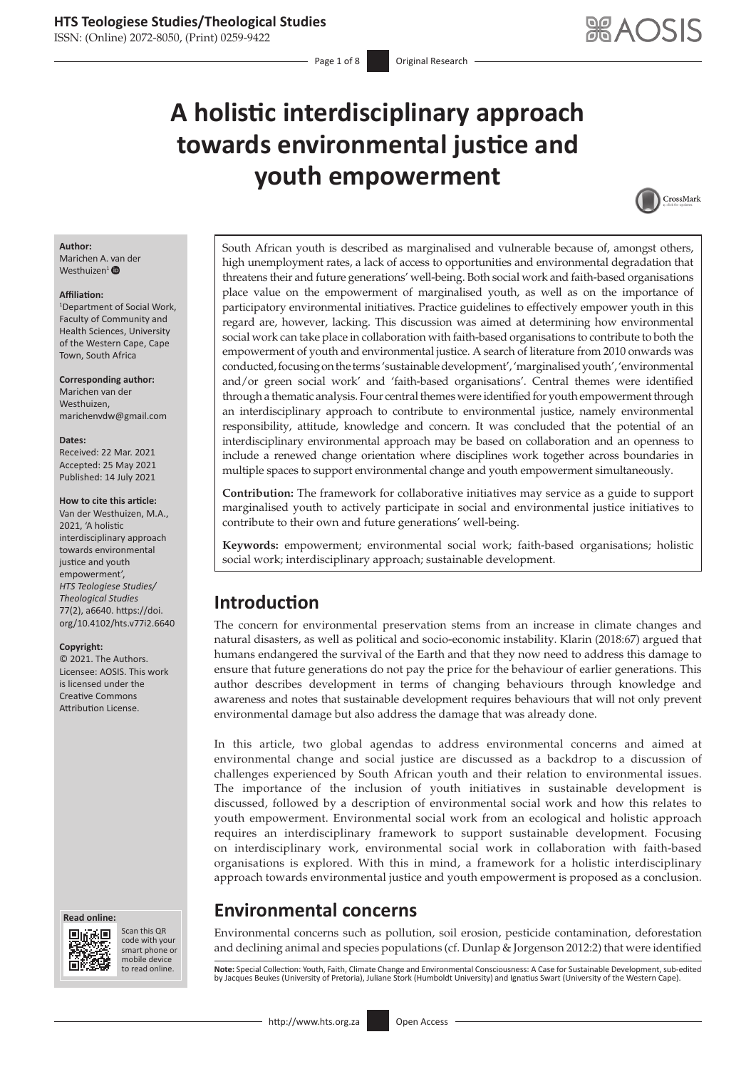# A holistic interdisciplinary approach towards environmental justice and youth empowerment

**Author:**
Marichen A. van der Westhuizen[1]

**Affiliation:**
[1]Department of Social Work, Faculty of Community and Health Sciences, University of the Western Cape, Cape Town, South Africa

**Corresponding author:**
Marichen van der Westhuizen,
marichenvdw@gmail.com

**Dates:**
Received: 22 Mar. 2021
Accepted: 25 May 2021
Published: 14 July 2021

**How to cite this article:**
Van der Westhuizen, M.A., 2021, 'A holistic interdisciplinary approach towards environmental justice and youth empowerment', *HTS Teologiese Studies/Theological Studies* 77(2), a6640. https://doi.org/10.4102/hts.v77i2.6640

**Copyright:**
© 2021. The Authors. Licensee: AOSIS. This work is licensed under the Creative Commons Attribution License.

South African youth is described as marginalised and vulnerable because of, amongst others, high unemployment rates, a lack of access to opportunities and environmental degradation that threatens their and future generations' well-being. Both social work and faith-based organisations place value on the empowerment of marginalised youth, as well as on the importance of participatory environmental initiatives. Practice guidelines to effectively empower youth in this regard are, however, lacking. This discussion was aimed at determining how environmental social work can take place in collaboration with faith-based organisations to contribute to both the empowerment of youth and environmental justice. A search of literature from 2010 onwards was conducted, focusing on the terms 'sustainable development', 'marginalised youth', 'environmental and/or green social work' and 'faith-based organisations'. Central themes were identified through a thematic analysis. Four central themes were identified for youth empowerment through an interdisciplinary approach to contribute to environmental justice, namely environmental responsibility, attitude, knowledge and concern. It was concluded that the potential of an interdisciplinary environmental approach may be based on collaboration and an openness to include a renewed change orientation where disciplines work together across boundaries in multiple spaces to support environmental change and youth empowerment simultaneously.

**Contribution:** The framework for collaborative initiatives may service as a guide to support marginalised youth to actively participate in social and environmental justice initiatives to contribute to their own and future generations' well-being.

**Keywords:** empowerment; environmental social work; faith-based organisations; holistic social work; interdisciplinary approach; sustainable development.

## Introduction

The concern for environmental preservation stems from an increase in climate changes and natural disasters, as well as political and socio-economic instability. Klarin (2018:67) argued that humans endangered the survival of the Earth and that they now need to address this damage to ensure that future generations do not pay the price for the behaviour of earlier generations. This author describes development in terms of changing behaviours through knowledge and awareness and notes that sustainable development requires behaviours that will not only prevent environmental damage but also address the damage that was already done.

In this article, two global agendas to address environmental concerns and aimed at environmental change and social justice are discussed as a backdrop to a discussion of challenges experienced by South African youth and their relation to environmental issues. The importance of the inclusion of youth initiatives in sustainable development is discussed, followed by a description of environmental social work and how this relates to youth empowerment. Environmental social work from an ecological and holistic approach requires an interdisciplinary framework to support sustainable development. Focusing on interdisciplinary work, environmental social work in collaboration with faith-based organisations is explored. With this in mind, a framework for a holistic interdisciplinary approach towards environmental justice and youth empowerment is proposed as a conclusion.

## Environmental concerns

Environmental concerns such as pollution, soil erosion, pesticide contamination, deforestation and declining animal and species populations (cf. Dunlap & Jorgenson 2012:2) that were identified

**Note:** Special Collection: Youth, Faith, Climate Change and Environmental Consciousness: A Case for Sustainable Development, sub-edited by Jacques Beukes (University of Pretoria), Juliane Stork (Humboldt University) and Ignatius Swart (University of the Western Cape).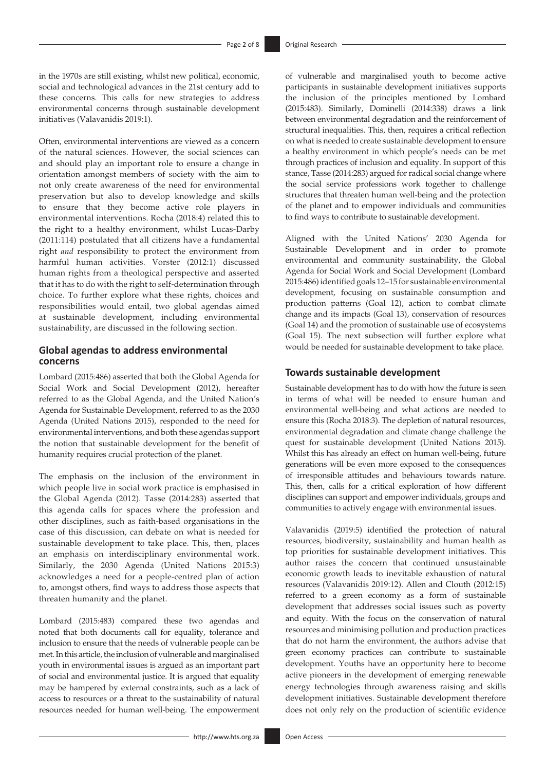in the 1970s are still existing, whilst new political, economic, social and technological advances in the 21st century add to these concerns. This calls for new strategies to address environmental concerns through sustainable development initiatives (Valavanidis 2019:1).

Often, environmental interventions are viewed as a concern of the natural sciences. However, the social sciences can and should play an important role to ensure a change in orientation amongst members of society with the aim to not only create awareness of the need for environmental preservation but also to develop knowledge and skills to ensure that they become active role players in environmental interventions. Rocha (2018:4) related this to the right to a healthy environment, whilst Lucas-Darby (2011:114) postulated that all citizens have a fundamental right *and* responsibility to protect the environment from harmful human activities. Vorster (2012:1) discussed human rights from a theological perspective and asserted that it has to do with the right to self-determination through choice. To further explore what these rights, choices and responsibilities would entail, two global agendas aimed at sustainable development, including environmental sustainability, are discussed in the following section.

## Global agendas to address environmental concerns

Lombard (2015:486) asserted that both the Global Agenda for Social Work and Social Development (2012), hereafter referred to as the Global Agenda, and the United Nation's Agenda for Sustainable Development, referred to as the 2030 Agenda (United Nations 2015), responded to the need for environmental interventions, and both these agendas support the notion that sustainable development for the benefit of humanity requires crucial protection of the planet.

The emphasis on the inclusion of the environment in which people live in social work practice is emphasised in the Global Agenda (2012). Tasse (2014:283) asserted that this agenda calls for spaces where the profession and other disciplines, such as faith-based organisations in the case of this discussion, can debate on what is needed for sustainable development to take place. This, then, places an emphasis on interdisciplinary environmental work. Similarly, the 2030 Agenda (United Nations 2015:3) acknowledges a need for a people-centred plan of action to, amongst others, find ways to address those aspects that threaten humanity and the planet.

Lombard (2015:483) compared these two agendas and noted that both documents call for equality, tolerance and inclusion to ensure that the needs of vulnerable people can be met. In this article, the inclusion of vulnerable and marginalised youth in environmental issues is argued as an important part of social and environmental justice. It is argued that equality may be hampered by external constraints, such as a lack of access to resources or a threat to the sustainability of natural resources needed for human well-being. The empowerment of vulnerable and marginalised youth to become active participants in sustainable development initiatives supports the inclusion of the principles mentioned by Lombard (2015:483). Similarly, Dominelli (2014:338) draws a link between environmental degradation and the reinforcement of structural inequalities. This, then, requires a critical reflection on what is needed to create sustainable development to ensure a healthy environment in which people's needs can be met through practices of inclusion and equality. In support of this stance, Tasse (2014:283) argued for radical social change where the social service professions work together to challenge structures that threaten human well-being and the protection of the planet and to empower individuals and communities to find ways to contribute to sustainable development.

Aligned with the United Nations' 2030 Agenda for Sustainable Development and in order to promote environmental and community sustainability, the Global Agenda for Social Work and Social Development (Lombard 2015:486) identified goals 12–15 for sustainable environmental development, focusing on sustainable consumption and production patterns (Goal 12), action to combat climate change and its impacts (Goal 13), conservation of resources (Goal 14) and the promotion of sustainable use of ecosystems (Goal 15). The next subsection will further explore what would be needed for sustainable development to take place.

## Towards sustainable development

Sustainable development has to do with how the future is seen in terms of what will be needed to ensure human and environmental well-being and what actions are needed to ensure this (Rocha 2018:3). The depletion of natural resources, environmental degradation and climate change challenge the quest for sustainable development (United Nations 2015). Whilst this has already an effect on human well-being, future generations will be even more exposed to the consequences of irresponsible attitudes and behaviours towards nature. This, then, calls for a critical exploration of how different disciplines can support and empower individuals, groups and communities to actively engage with environmental issues.

Valavanidis (2019:5) identified the protection of natural resources, biodiversity, sustainability and human health as top priorities for sustainable development initiatives. This author raises the concern that continued unsustainable economic growth leads to inevitable exhaustion of natural resources (Valavanidis 2019:12). Allen and Clouth (2012:15) referred to a green economy as a form of sustainable development that addresses social issues such as poverty and equity. With the focus on the conservation of natural resources and minimising pollution and production practices that do not harm the environment, the authors advise that green economy practices can contribute to sustainable development. Youths have an opportunity here to become active pioneers in the development of emerging renewable energy technologies through awareness raising and skills development initiatives. Sustainable development therefore does not only rely on the production of scientific evidence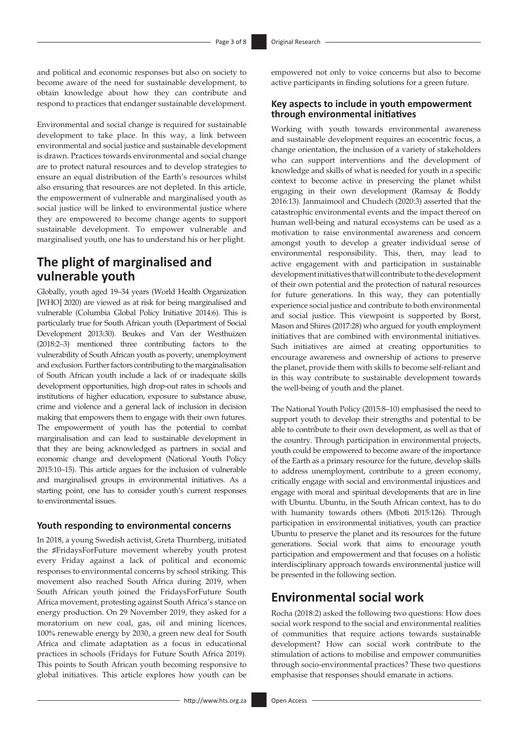and political and economic responses but also on society to become aware of the need for sustainable development, to obtain knowledge about how they can contribute and respond to practices that endanger sustainable development.

Environmental and social change is required for sustainable development to take place. In this way, a link between environmental and social justice and sustainable development is drawn. Practices towards environmental and social change are to protect natural resources and to develop strategies to ensure an equal distribution of the Earth's resources whilst also ensuring that resources are not depleted. In this article, the empowerment of vulnerable and marginalised youth as social justice will be linked to environmental justice where they are empowered to become change agents to support sustainable development. To empower vulnerable and marginalised youth, one has to understand his or her plight.

## The plight of marginalised and vulnerable youth

Globally, youth aged 19–34 years (World Health Organization [WHO] 2020) are viewed as at risk for being marginalised and vulnerable (Columbia Global Policy Initiative 2014:6). This is particularly true for South African youth (Department of Social Development 2013:30). Beukes and Van der Westhuizen (2018:2–3) mentioned three contributing factors to the vulnerability of South African youth as poverty, unemployment and exclusion. Further factors contributing to the marginalisation of South African youth include a lack of or inadequate skills development opportunities, high drop-out rates in schools and institutions of higher education, exposure to substance abuse, crime and violence and a general lack of inclusion in decision making that empowers them to engage with their own futures. The empowerment of youth has the potential to combat marginalisation and can lead to sustainable development in that they are being acknowledged as partners in social and economic change and development (National Youth Policy 2015:10–15). This article argues for the inclusion of vulnerable and marginalised groups in environmental initiatives. As a starting point, one has to consider youth's current responses to environmental issues.

### Youth responding to environmental concerns

In 2018, a young Swedish activist, Greta Thurnberg, initiated the ♯FridaysForFuture movement whereby youth protest every Friday against a lack of political and economic responses to environmental concerns by school striking. This movement also reached South Africa during 2019, when South African youth joined the FridaysForFuture South Africa movement, protesting against South Africa's stance on energy production. On 29 November 2019, they asked for a moratorium on new coal, gas, oil and mining licences, 100% renewable energy by 2030, a green new deal for South Africa and climate adaptation as a focus in educational practices in schools (Fridays for Future South Africa 2019). This points to South African youth becoming responsive to global initiatives. This article explores how youth can be empowered not only to voice concerns but also to become active participants in finding solutions for a green future.

### Key aspects to include in youth empowerment through environmental initiatives

Working with youth towards environmental awareness and sustainable development requires an ecocentric focus, a change orientation, the inclusion of a variety of stakeholders who can support interventions and the development of knowledge and skills of what is needed for youth in a specific context to become active in preserving the planet whilst engaging in their own development (Ramsay & Boddy 2016:13). Janmaimool and Chudech (2020:3) asserted that the catastrophic environmental events and the impact thereof on human well-being and natural ecosystems can be used as a motivation to raise environmental awareness and concern amongst youth to develop a greater individual sense of environmental responsibility. This, then, may lead to active engagement with and participation in sustainable development initiatives that will contribute to the development of their own potential and the protection of natural resources for future generations. In this way, they can potentially experience social justice and contribute to both environmental and social justice. This viewpoint is supported by Borst, Mason and Shires (2017:28) who argued for youth employment initiatives that are combined with environmental initiatives. Such initiatives are aimed at creating opportunities to encourage awareness and ownership of actions to preserve the planet, provide them with skills to become self-reliant and in this way contribute to sustainable development towards the well-being of youth and the planet.

The National Youth Policy (2015:8–10) emphasised the need to support youth to develop their strengths and potential to be able to contribute to their own development, as well as that of the country. Through participation in environmental projects, youth could be empowered to become aware of the importance of the Earth as a primary resource for the future, develop skills to address unemployment, contribute to a green economy, critically engage with social and environmental injustices and engage with moral and spiritual developments that are in line with Ubuntu. Ubuntu, in the South African context, has to do with humanity towards others (Mboti 2015:126). Through participation in environmental initiatives, youth can practice Ubuntu to preserve the planet and its resources for the future generations. Social work that aims to encourage youth participation and empowerment and that focuses on a holistic interdisciplinary approach towards environmental justice will be presented in the following section.

## Environmental social work

Rocha (2018:2) asked the following two questions: How does social work respond to the social and environmental realities of communities that require actions towards sustainable development? How can social work contribute to the stimulation of actions to mobilise and empower communities through socio-environmental practices? These two questions emphasise that responses should emanate in actions.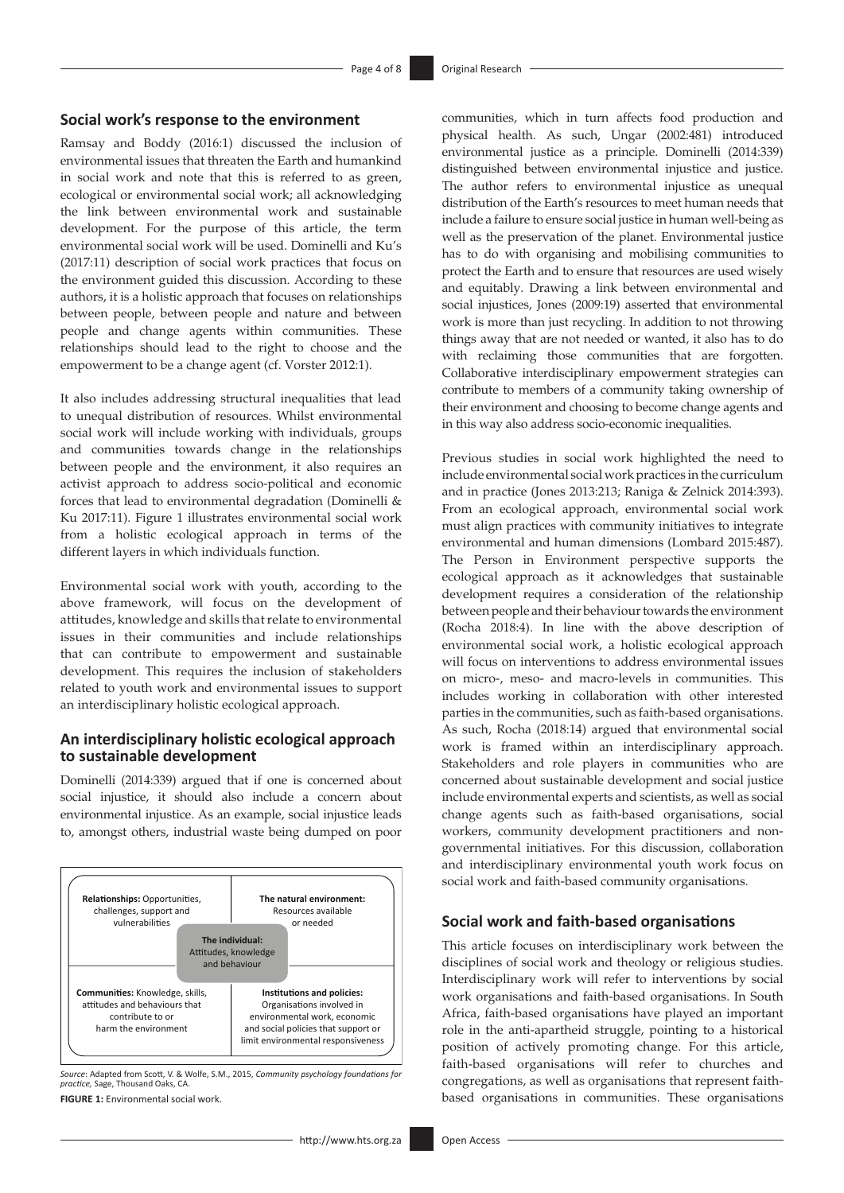## Social work's response to the environment

Ramsay and Boddy (2016:1) discussed the inclusion of environmental issues that threaten the Earth and humankind in social work and note that this is referred to as green, ecological or environmental social work; all acknowledging the link between environmental work and sustainable development. For the purpose of this article, the term environmental social work will be used. Dominelli and Ku's (2017:11) description of social work practices that focus on the environment guided this discussion. According to these authors, it is a holistic approach that focuses on relationships between people, between people and nature and between people and change agents within communities. These relationships should lead to the right to choose and the empowerment to be a change agent (cf. Vorster 2012:1).

It also includes addressing structural inequalities that lead to unequal distribution of resources. Whilst environmental social work will include working with individuals, groups and communities towards change in the relationships between people and the environment, it also requires an activist approach to address socio-political and economic forces that lead to environmental degradation (Dominelli & Ku 2017:11). Figure 1 illustrates environmental social work from a holistic ecological approach in terms of the different layers in which individuals function.

Environmental social work with youth, according to the above framework, will focus on the development of attitudes, knowledge and skills that relate to environmental issues in their communities and include relationships that can contribute to empowerment and sustainable development. This requires the inclusion of stakeholders related to youth work and environmental issues to support an interdisciplinary holistic ecological approach.

## An interdisciplinary holistic ecological approach to sustainable development

Dominelli (2014:339) argued that if one is concerned about social injustice, it should also include a concern about environmental injustice. As an example, social injustice leads to, amongst others, industrial waste being dumped on poor communities, which in turn affects food production and physical health. As such, Ungar (2002:481) introduced environmental justice as a principle. Dominelli (2014:339) distinguished between environmental injustice and justice. The author refers to environmental injustice as unequal distribution of the Earth's resources to meet human needs that include a failure to ensure social justice in human well-being as well as the preservation of the planet. Environmental justice has to do with organising and mobilising communities to protect the Earth and to ensure that resources are used wisely and equitably. Drawing a link between environmental and social injustices, Jones (2009:19) asserted that environmental work is more than just recycling. In addition to not throwing things away that are not needed or wanted, it also has to do with reclaiming those communities that are forgotten. Collaborative interdisciplinary empowerment strategies can contribute to members of a community taking ownership of their environment and choosing to become change agents and in this way also address socio-economic inequalities.

| | |
|---|---|
| **Relationships:** Opportunities, challenges, support and vulnerabilities | **The natural environment:** Resources available or needed |
| **The individual:** Attitudes, knowledge and behaviour | |
| **Communities:** Knowledge, skills, attitudes and behaviours that contribute to or harm the environment | **Institutions and policies:** Organisations involved in environmental work, economic and social policies that support or limit environmental responsiveness |

*Source*: Adapted from Scott, V. & Wolfe, S.M., 2015, *Community psychology foundations for practice*, Sage, Thousand Oaks, CA.

**FIGURE 1:** Environmental social work.

Previous studies in social work highlighted the need to include environmental social work practices in the curriculum and in practice (Jones 2013:213; Raniga & Zelnick 2014:393). From an ecological approach, environmental social work must align practices with community initiatives to integrate environmental and human dimensions (Lombard 2015:487). The Person in Environment perspective supports the ecological approach as it acknowledges that sustainable development requires a consideration of the relationship between people and their behaviour towards the environment (Rocha 2018:4). In line with the above description of environmental social work, a holistic ecological approach will focus on interventions to address environmental issues on micro-, meso- and macro-levels in communities. This includes working in collaboration with other interested parties in the communities, such as faith-based organisations. As such, Rocha (2018:14) argued that environmental social work is framed within an interdisciplinary approach. Stakeholders and role players in communities who are concerned about sustainable development and social justice include environmental experts and scientists, as well as social change agents such as faith-based organisations, social workers, community development practitioners and non-governmental initiatives. For this discussion, collaboration and interdisciplinary environmental youth work focus on social work and faith-based community organisations.

## Social work and faith-based organisations

This article focuses on interdisciplinary work between the disciplines of social work and theology or religious studies. Interdisciplinary work will refer to interventions by social work organisations and faith-based organisations. In South Africa, faith-based organisations have played an important role in the anti-apartheid struggle, pointing to a historical position of actively promoting change. For this article, faith-based organisations will refer to churches and congregations, as well as organisations that represent faith-based organisations in communities. These organisations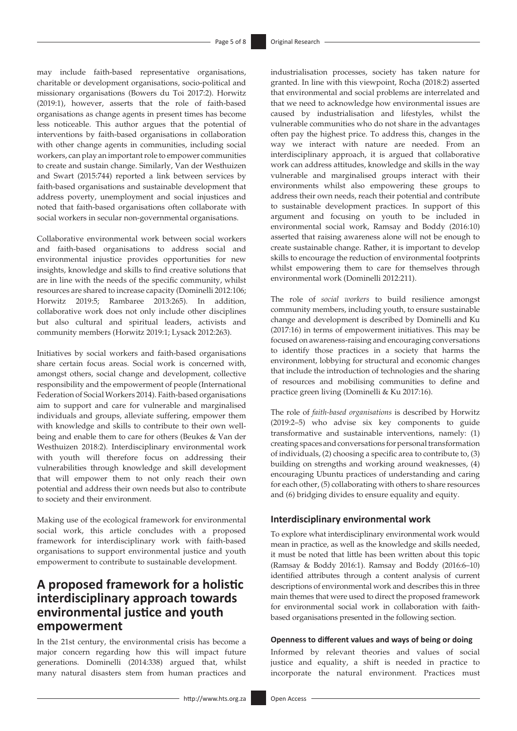may include faith-based representative organisations, charitable or development organisations, socio-political and missionary organisations (Bowers du Toi 2017:2). Horwitz (2019:1), however, asserts that the role of faith-based organisations as change agents in present times has become less noticeable. This author argues that the potential of interventions by faith-based organisations in collaboration with other change agents in communities, including social workers, can play an important role to empower communities to create and sustain change. Similarly, Van der Westhuizen and Swart (2015:744) reported a link between services by faith-based organisations and sustainable development that address poverty, unemployment and social injustices and noted that faith-based organisations often collaborate with social workers in secular non-governmental organisations.

Collaborative environmental work between social workers and faith-based organisations to address social and environmental injustice provides opportunities for new insights, knowledge and skills to find creative solutions that are in line with the needs of the specific community, whilst resources are shared to increase capacity (Dominelli 2012:106; Horwitz 2019:5; Rambaree 2013:265). In addition, collaborative work does not only include other disciplines but also cultural and spiritual leaders, activists and community members (Horwitz 2019:1; Lysack 2012:263).

Initiatives by social workers and faith-based organisations share certain focus areas. Social work is concerned with, amongst others, social change and development, collective responsibility and the empowerment of people (International Federation of Social Workers 2014). Faith-based organisations aim to support and care for vulnerable and marginalised individuals and groups, alleviate suffering, empower them with knowledge and skills to contribute to their own well-being and enable them to care for others (Beukes & Van der Westhuizen 2018:2). Interdisciplinary environmental work with youth will therefore focus on addressing their vulnerabilities through knowledge and skill development that will empower them to not only reach their own potential and address their own needs but also to contribute to society and their environment.

Making use of the ecological framework for environmental social work, this article concludes with a proposed framework for interdisciplinary work with faith-based organisations to support environmental justice and youth empowerment to contribute to sustainable development.

## A proposed framework for a holistic interdisciplinary approach towards environmental justice and youth empowerment

In the 21st century, the environmental crisis has become a major concern regarding how this will impact future generations. Dominelli (2014:338) argued that, whilst many natural disasters stem from human practices and industrialisation processes, society has taken nature for granted. In line with this viewpoint, Rocha (2018:2) asserted that environmental and social problems are interrelated and that we need to acknowledge how environmental issues are caused by industrialisation and lifestyles, whilst the vulnerable communities who do not share in the advantages often pay the highest price. To address this, changes in the way we interact with nature are needed. From an interdisciplinary approach, it is argued that collaborative work can address attitudes, knowledge and skills in the way vulnerable and marginalised groups interact with their environments whilst also empowering these groups to address their own needs, reach their potential and contribute to sustainable development practices. In support of this argument and focusing on youth to be included in environmental social work, Ramsay and Boddy (2016:10) asserted that raising awareness alone will not be enough to create sustainable change. Rather, it is important to develop skills to encourage the reduction of environmental footprints whilst empowering them to care for themselves through environmental work (Dominelli 2012:211).

The role of *social workers* to build resilience amongst community members, including youth, to ensure sustainable change and development is described by Dominelli and Ku (2017:16) in terms of empowerment initiatives. This may be focused on awareness-raising and encouraging conversations to identify those practices in a society that harms the environment, lobbying for structural and economic changes that include the introduction of technologies and the sharing of resources and mobilising communities to define and practice green living (Dominelli & Ku 2017:16).

The role of *faith-based organisations* is described by Horwitz (2019:2–5) who advise six key components to guide transformative and sustainable interventions, namely: (1) creating spaces and conversations for personal transformation of individuals, (2) choosing a specific area to contribute to, (3) building on strengths and working around weaknesses, (4) encouraging Ubuntu practices of understanding and caring for each other, (5) collaborating with others to share resources and (6) bridging divides to ensure equality and equity.

### Interdisciplinary environmental work

To explore what interdisciplinary environmental work would mean in practice, as well as the knowledge and skills needed, it must be noted that little has been written about this topic (Ramsay & Boddy 2016:1). Ramsay and Boddy (2016:6–10) identified attributes through a content analysis of current descriptions of environmental work and describes this in three main themes that were used to direct the proposed framework for environmental social work in collaboration with faith-based organisations presented in the following section.

#### Openness to different values and ways of being or doing

Informed by relevant theories and values of social justice and equality, a shift is needed in practice to incorporate the natural environment. Practices must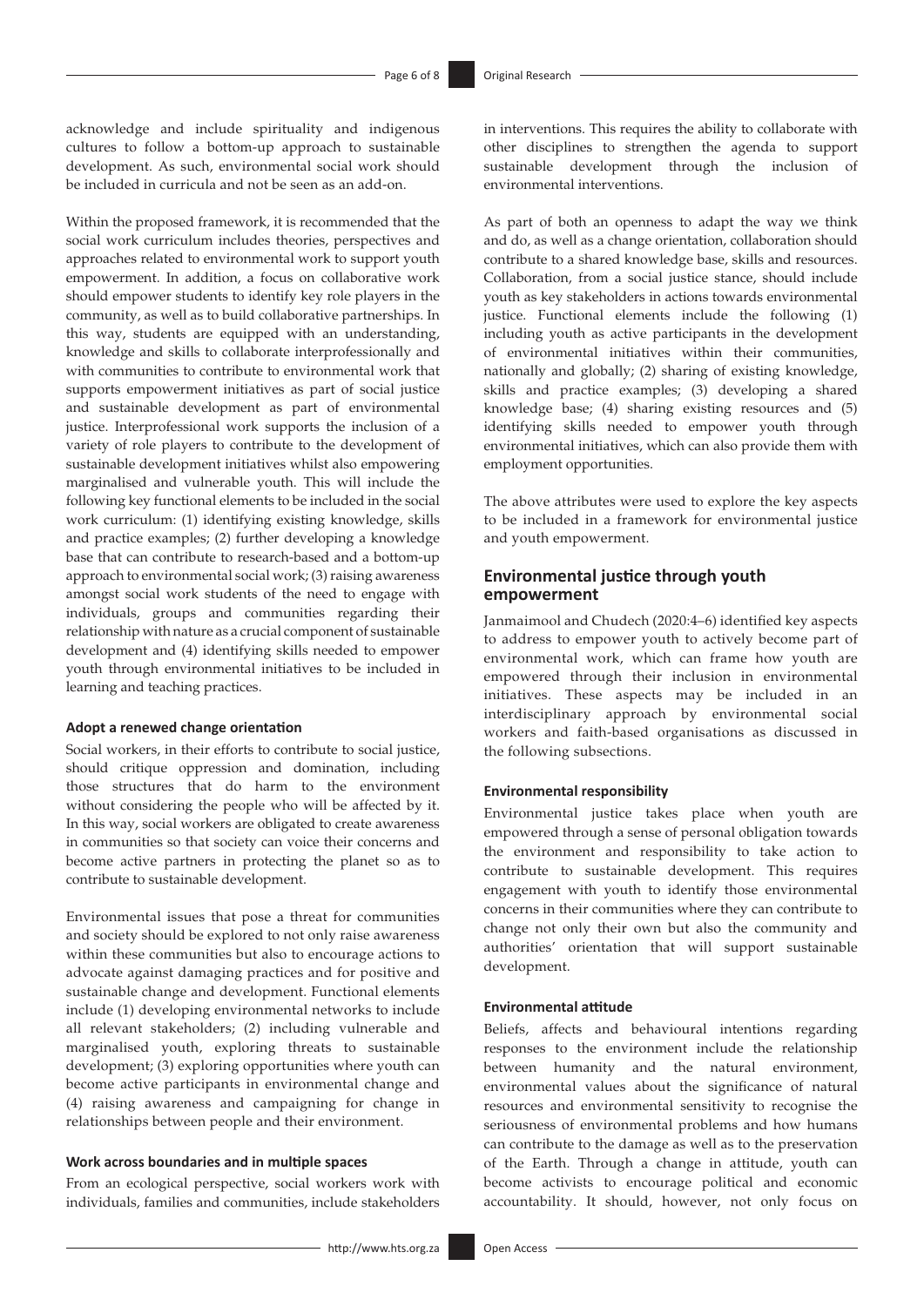acknowledge and include spirituality and indigenous cultures to follow a bottom-up approach to sustainable development. As such, environmental social work should be included in curricula and not be seen as an add-on.

Within the proposed framework, it is recommended that the social work curriculum includes theories, perspectives and approaches related to environmental work to support youth empowerment. In addition, a focus on collaborative work should empower students to identify key role players in the community, as well as to build collaborative partnerships. In this way, students are equipped with an understanding, knowledge and skills to collaborate interprofessionally and with communities to contribute to environmental work that supports empowerment initiatives as part of social justice and sustainable development as part of environmental justice. Interprofessional work supports the inclusion of a variety of role players to contribute to the development of sustainable development initiatives whilst also empowering marginalised and vulnerable youth. This will include the following key functional elements to be included in the social work curriculum: (1) identifying existing knowledge, skills and practice examples; (2) further developing a knowledge base that can contribute to research-based and a bottom-up approach to environmental social work; (3) raising awareness amongst social work students of the need to engage with individuals, groups and communities regarding their relationship with nature as a crucial component of sustainable development and (4) identifying skills needed to empower youth through environmental initiatives to be included in learning and teaching practices.

#### Adopt a renewed change orientation

Social workers, in their efforts to contribute to social justice, should critique oppression and domination, including those structures that do harm to the environment without considering the people who will be affected by it. In this way, social workers are obligated to create awareness in communities so that society can voice their concerns and become active partners in protecting the planet so as to contribute to sustainable development.

Environmental issues that pose a threat for communities and society should be explored to not only raise awareness within these communities but also to encourage actions to advocate against damaging practices and for positive and sustainable change and development. Functional elements include (1) developing environmental networks to include all relevant stakeholders; (2) including vulnerable and marginalised youth, exploring threats to sustainable development; (3) exploring opportunities where youth can become active participants in environmental change and (4) raising awareness and campaigning for change in relationships between people and their environment.

#### Work across boundaries and in multiple spaces

From an ecological perspective, social workers work with individuals, families and communities, include stakeholders in interventions. This requires the ability to collaborate with other disciplines to strengthen the agenda to support sustainable development through the inclusion of environmental interventions.

As part of both an openness to adapt the way we think and do, as well as a change orientation, collaboration should contribute to a shared knowledge base, skills and resources. Collaboration, from a social justice stance, should include youth as key stakeholders in actions towards environmental justice. Functional elements include the following (1) including youth as active participants in the development of environmental initiatives within their communities, nationally and globally; (2) sharing of existing knowledge, skills and practice examples; (3) developing a shared knowledge base; (4) sharing existing resources and (5) identifying skills needed to empower youth through environmental initiatives, which can also provide them with employment opportunities.

The above attributes were used to explore the key aspects to be included in a framework for environmental justice and youth empowerment.

### Environmental justice through youth empowerment

Janmaimool and Chudech (2020:4–6) identified key aspects to address to empower youth to actively become part of environmental work, which can frame how youth are empowered through their inclusion in environmental initiatives. These aspects may be included in an interdisciplinary approach by environmental social workers and faith-based organisations as discussed in the following subsections.

#### Environmental responsibility

Environmental justice takes place when youth are empowered through a sense of personal obligation towards the environment and responsibility to take action to contribute to sustainable development. This requires engagement with youth to identify those environmental concerns in their communities where they can contribute to change not only their own but also the community and authorities' orientation that will support sustainable development.

#### Environmental attitude

Beliefs, affects and behavioural intentions regarding responses to the environment include the relationship between humanity and the natural environment, environmental values about the significance of natural resources and environmental sensitivity to recognise the seriousness of environmental problems and how humans can contribute to the damage as well as to the preservation of the Earth. Through a change in attitude, youth can become activists to encourage political and economic accountability. It should, however, not only focus on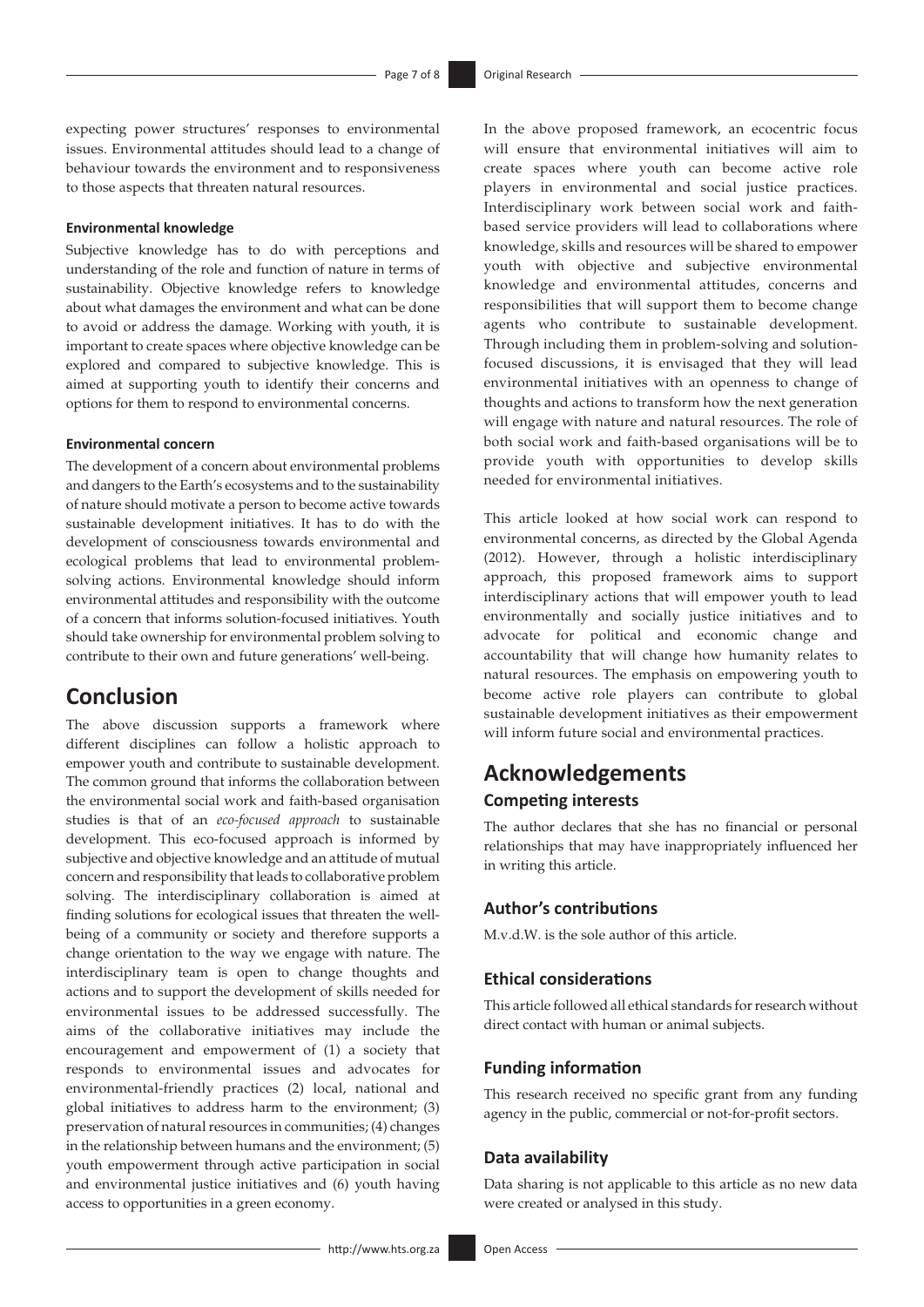expecting power structures' responses to environmental issues. Environmental attitudes should lead to a change of behaviour towards the environment and to responsiveness to those aspects that threaten natural resources.

#### Environmental knowledge

Subjective knowledge has to do with perceptions and understanding of the role and function of nature in terms of sustainability. Objective knowledge refers to knowledge about what damages the environment and what can be done to avoid or address the damage. Working with youth, it is important to create spaces where objective knowledge can be explored and compared to subjective knowledge. This is aimed at supporting youth to identify their concerns and options for them to respond to environmental concerns.

#### Environmental concern

The development of a concern about environmental problems and dangers to the Earth's ecosystems and to the sustainability of nature should motivate a person to become active towards sustainable development initiatives. It has to do with the development of consciousness towards environmental and ecological problems that lead to environmental problem-solving actions. Environmental knowledge should inform environmental attitudes and responsibility with the outcome of a concern that informs solution-focused initiatives. Youth should take ownership for environmental problem solving to contribute to their own and future generations' well-being.

## Conclusion

The above discussion supports a framework where different disciplines can follow a holistic approach to empower youth and contribute to sustainable development. The common ground that informs the collaboration between the environmental social work and faith-based organisation studies is that of an *eco-focused approach* to sustainable development. This eco-focused approach is informed by subjective and objective knowledge and an attitude of mutual concern and responsibility that leads to collaborative problem solving. The interdisciplinary collaboration is aimed at finding solutions for ecological issues that threaten the well-being of a community or society and therefore supports a change orientation to the way we engage with nature. The interdisciplinary team is open to change thoughts and actions and to support the development of skills needed for environmental issues to be addressed successfully. The aims of the collaborative initiatives may include the encouragement and empowerment of (1) a society that responds to environmental issues and advocates for environmental-friendly practices (2) local, national and global initiatives to address harm to the environment; (3) preservation of natural resources in communities; (4) changes in the relationship between humans and the environment; (5) youth empowerment through active participation in social and environmental justice initiatives and (6) youth having access to opportunities in a green economy.

In the above proposed framework, an ecocentric focus will ensure that environmental initiatives will aim to create spaces where youth can become active role players in environmental and social justice practices. Interdisciplinary work between social work and faith-based service providers will lead to collaborations where knowledge, skills and resources will be shared to empower youth with objective and subjective environmental knowledge and environmental attitudes, concerns and responsibilities that will support them to become change agents who contribute to sustainable development. Through including them in problem-solving and solution-focused discussions, it is envisaged that they will lead environmental initiatives with an openness to change of thoughts and actions to transform how the next generation will engage with nature and natural resources. The role of both social work and faith-based organisations will be to provide youth with opportunities to develop skills needed for environmental initiatives.

This article looked at how social work can respond to environmental concerns, as directed by the Global Agenda (2012). However, through a holistic interdisciplinary approach, this proposed framework aims to support interdisciplinary actions that will empower youth to lead environmentally and socially justice initiatives and to advocate for political and economic change and accountability that will change how humanity relates to natural resources. The emphasis on empowering youth to become active role players can contribute to global sustainable development initiatives as their empowerment will inform future social and environmental practices.

## Acknowledgements

### Competing interests

The author declares that she has no financial or personal relationships that may have inappropriately influenced her in writing this article.

### Author's contributions

M.v.d.W. is the sole author of this article.

### Ethical considerations

This article followed all ethical standards for research without direct contact with human or animal subjects.

### Funding information

This research received no specific grant from any funding agency in the public, commercial or not-for-profit sectors.

### Data availability

Data sharing is not applicable to this article as no new data were created or analysed in this study.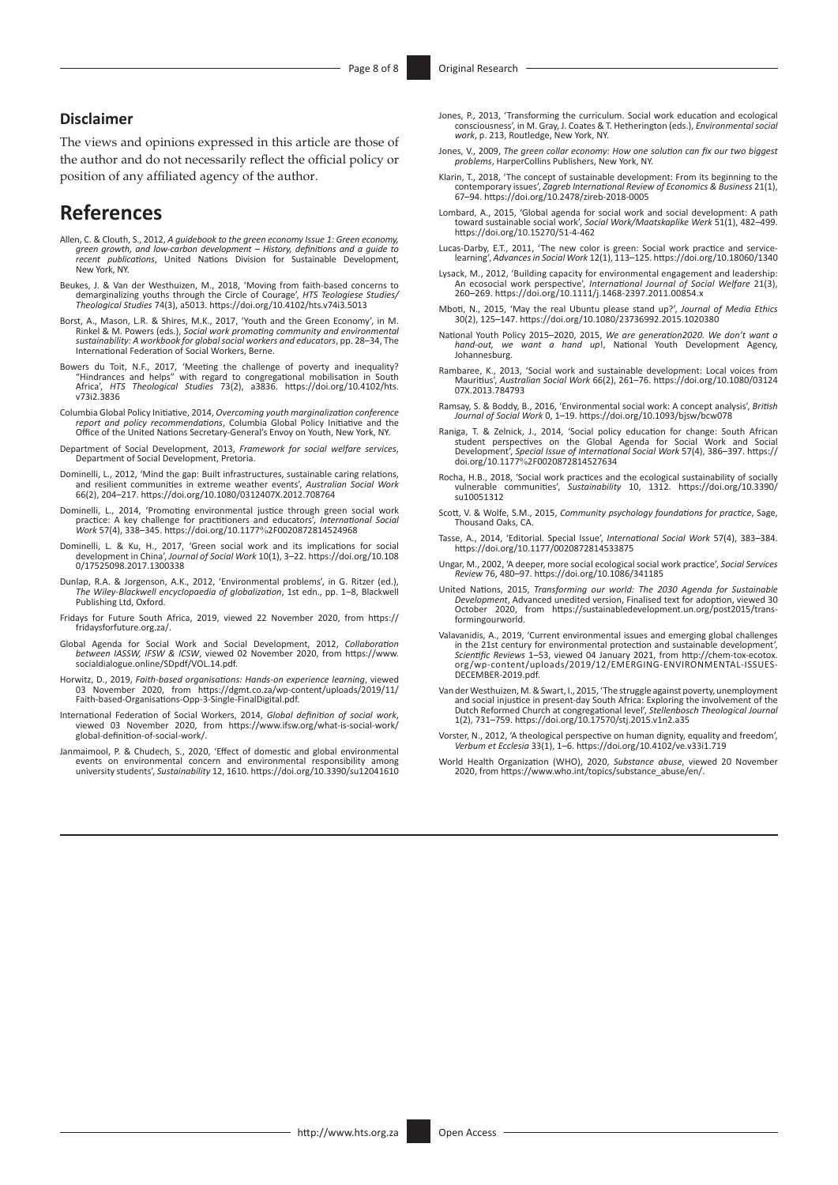## Disclaimer

The views and opinions expressed in this article are those of the author and do not necessarily reflect the official policy or position of any affiliated agency of the author.

# References

Allen, C. & Clouth, S., 2012, *A guidebook to the green economy Issue 1: Green economy, green growth, and low-carbon development – History, definitions and a guide to recent publications*, United Nations Division for Sustainable Development, New York, NY.

Beukes, J. & Van der Westhuizen, M., 2018, 'Moving from faith-based concerns to demarginalizing youths through the Circle of Courage', *HTS Teologiese Studies/ Theological Studies* 74(3), a5013. https://doi.org/10.4102/hts.v74i3.5013

Borst, A., Mason, L.R. & Shires, M.K., 2017, 'Youth and the Green Economy', in M. Rinkel & M. Powers (eds.), *Social work promoting community and environmental sustainability: A workbook for global social workers and educators*, pp. 28–34, The International Federation of Social Workers, Berne.

Bowers du Toit, N.F., 2017, 'Meeting the challenge of poverty and inequality? "Hindrances and helps" with regard to congregational mobilisation in South Africa', *HTS Theological Studies* 73(2), a3836. https://doi.org/10.4102/hts.v73i2.3836

Columbia Global Policy Initiative, 2014, *Overcoming youth marginalization conference report and policy recommendations*, Columbia Global Policy Initiative and the Office of the United Nations Secretary-General's Envoy on Youth, New York, NY.

Department of Social Development, 2013, *Framework for social welfare services*, Department of Social Development, Pretoria.

Dominelli, L., 2012, 'Mind the gap: Built infrastructures, sustainable caring relations, and resilient communities in extreme weather events', *Australian Social Work* 66(2), 204–217. https://doi.org/10.1080/0312407X.2012.708764

Dominelli, L., 2014, 'Promoting environmental justice through green social work practice: A key challenge for practitioners and educators', *International Social Work* 57(4), 338–345. https://doi.org/10.1177%2F0020872814524968

Dominelli, L. & Ku, H., 2017, 'Green social work and its implications for social development in China', *Journal of Social Work* 10(1), 3–22. https://doi.org/10.1080/17525098.2017.1300338

Dunlap, R.A. & Jorgenson, A.K., 2012, 'Environmental problems', in G. Ritzer (ed.), *The Wiley-Blackwell encyclopaedia of globalization*, 1st edn., pp. 1–8, Blackwell Publishing Ltd, Oxford.

Fridays for Future South Africa, 2019, viewed 22 November 2020, from https://fridaysforfuture.org.za/.

Global Agenda for Social Work and Social Development, 2012, *Collaboration between IASSW, IFSW & ICSW*, viewed 02 November 2020, from https://www.socialdialogue.online/SDpdf/VOL.14.pdf.

Horwitz, D., 2019, *Faith-based organisations: Hands-on experience learning*, viewed 03 November 2020, from https://dgmt.co.za/wp-content/uploads/2019/11/Faith-based-Organisations-Opp-3-Single-FinalDigital.pdf.

International Federation of Social Workers, 2014, *Global definition of social work*, viewed 03 November 2020, from https://www.ifsw.org/what-is-social-work/global-definition-of-social-work/.

Janmaimool, P. & Chudech, S., 2020, 'Effect of domestic and global environmental events on environmental concern and environmental responsibility among university students', *Sustainability* 12, 1610. https://doi.org/10.3390/su12041610

Jones, P., 2013, 'Transforming the curriculum. Social work education and ecological consciousness', in M. Gray, J. Coates & T. Hetherington (eds.), *Environmental social work*, p. 213, Routledge, New York, NY.

Jones, V., 2009, *The green collar economy: How one solution can fix our two biggest problems*, HarperCollins Publishers, New York, NY.

Klarin, T., 2018, 'The concept of sustainable development: From its beginning to the contemporary issues', *Zagreb International Review of Economics & Business* 21(1), 67–94. https://doi.org/10.2478/zireb-2018-0005

Lombard, A., 2015, 'Global agenda for social work and social development: A path toward sustainable social work', *Social Work/Maatskaplike Werk* 51(1), 482–499. https://doi.org/10.15270/51-4-462

Lucas-Darby, E.T., 2011, 'The new color is green: Social work practice and service-learning', *Advances in Social Work* 12(1), 113–125. https://doi.org/10.18060/1340

Lysack, M., 2012, 'Building capacity for environmental engagement and leadership: An ecosocial work perspective', *International Journal of Social Welfare* 21(3), 260–269. https://doi.org/10.1111/j.1468-2397.2011.00854.x

Mboti, N., 2015, 'May the real Ubuntu please stand up?', *Journal of Media Ethics* 30(2), 125–147. https://doi.org/10.1080/23736992.2015.1020380

National Youth Policy 2015–2020, 2015, *We are generation2020. We don't want a hand-out, we want a hand up!*, National Youth Development Agency, Johannesburg.

Rambaree, K., 2013, 'Social work and sustainable development: Local voices from Mauritius', *Australian Social Work* 66(2), 261–76. https://doi.org/10.1080/0312407X.2013.784793

Ramsay, S. & Boddy, B., 2016, 'Environmental social work: A concept analysis', *British Journal of Social Work* 0, 1–19. https://doi.org/10.1093/bjsw/bcw078

Raniga, T. & Zelnick, J., 2014, 'Social policy education for change: South African student perspectives on the Global Agenda for Social Work and Social Development', *Special Issue of International Social Work* 57(4), 386–397. https://doi.org/10.1177%2F0020872814527634

Rocha, H.B., 2018, 'Social work practices and the ecological sustainability of socially vulnerable communities', *Sustainability* 10, 1312. https://doi.org/10.3390/su10051312

Scott, V. & Wolfe, S.M., 2015, *Community psychology foundations for practice*, Sage, Thousand Oaks, CA.

Tasse, A., 2014, 'Editorial. Special Issue', *International Social Work* 57(4), 383–384. https://doi.org/10.1177/0020872814533875

Ungar, M., 2002, 'A deeper, more social ecological social work practice', *Social Services Review* 76, 480–97. https://doi.org/10.1086/341185

United Nations, 2015, *Transforming our world: The 2030 Agenda for Sustainable Development*, Advanced unedited version, Finalised text for adoption, viewed 30 October 2020, from https://sustainabledevelopment.un.org/post2015/transformingourworld.

Valavanidis, A., 2019, 'Current environmental issues and emerging global challenges in the 21st century for environmental protection and sustainable development', *Scientific Reviews* 1–53, viewed 04 January 2021, from http://chem-tox-ecotox.org/wp-content/uploads/2019/12/EMERGING-ENVIRONMENTAL-ISSUES-DECEMBER-2019.pdf.

Van der Westhuizen, M. & Swart, I., 2015, 'The struggle against poverty, unemployment and social injustice in present-day South Africa: Exploring the involvement of the Dutch Reformed Church at congregational level', *Stellenbosch Theological Journal* 1(2), 731–759. https://doi.org/10.17570/stj.2015.v1n2.a35

Vorster, N., 2012, 'A theological perspective on human dignity, equality and freedom', *Verbum et Ecclesia* 33(1), 1–6. https://doi.org/10.4102/ve.v33i1.719

World Health Organization (WHO), 2020, *Substance abuse*, viewed 20 November 2020, from https://www.who.int/topics/substance_abuse/en/.